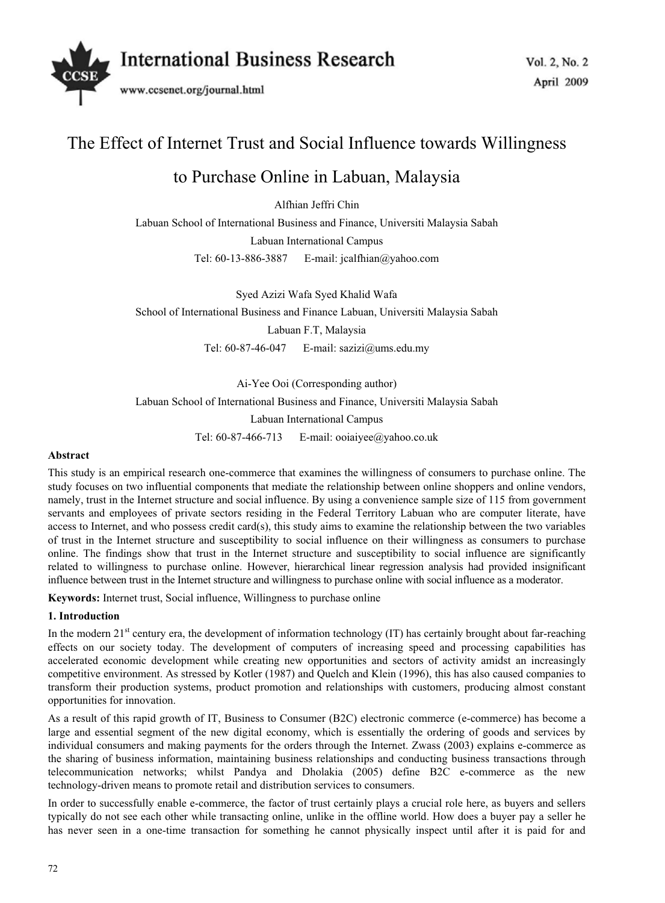# The Effect of Internet Trust and Social Influence towards Willingness to Purchase Online in Labuan, Malaysia

Alfhian Jeffri Chin

Labuan School of International Business and Finance, Universiti Malaysia Sabah

Labuan International Campus

Tel: 60-13-886-3887 E-mail: jcalfhian@yahoo.com

Syed Azizi Wafa Syed Khalid Wafa

School of International Business and Finance Labuan, Universiti Malaysia Sabah

Labuan F.T, Malaysia

Tel: 60-87-46-047 E-mail: sazizi@ums.edu.my

Ai-Yee Ooi (Corresponding author)

Labuan School of International Business and Finance, Universiti Malaysia Sabah

Labuan International Campus

Tel: 60-87-466-713 E-mail: ooiaiyee@yahoo.co.uk

**Abstract**

This study is an empirical research one-commerce that examines the willingness of consumers to purchase online. The study focuses on two influential components that mediate the relationship between online shoppers and online vendors, namely, trust in the Internet structure and social influence. By using a convenience sample size of 115 from government servants and employees of private sectors residing in the Federal Territory Labuan who are computer literate, have access to Internet, and who possess credit card(s), this study aims to examine the relationship between the two variables of trust in the Internet structure and susceptibility to social influence on their willingness as consumers to purchase online. The findings show that trust in the Internet structure and susceptibility to social influence are significantly related to willingness to purchase online. However, hierarchical linear regression analysis had provided insignificant influence between trust in the Internet structure and willingness to purchase online with social influence as a moderator.

**Keywords:** Internet trust, Social influence, Willingness to purchase online

## 1. Introduction

In the modern 21st century era, the development of information technology (IT) has certainly brought about far-reaching effects on our society today. The development of computers of increasing speed and processing capabilities has accelerated economic development while creating new opportunities and sectors of activity amidst an increasingly competitive environment. As stressed by Kotler (1987) and Quelch and Klein (1996), this has also caused companies to transform their production systems, product promotion and relationships with customers, producing almost constant opportunities for innovation.

As a result of this rapid growth of IT, Business to Consumer (B2C) electronic commerce (e-commerce) has become a large and essential segment of the new digital economy, which is essentially the ordering of goods and services by individual consumers and making payments for the orders through the Internet. Zwass (2003) explains e-commerce as the sharing of business information, maintaining business relationships and conducting business transactions through telecommunication networks; whilst Pandya and Dholakia (2005) define B2C e-commerce as the new technology-driven means to promote retail and distribution services to consumers.

In order to successfully enable e-commerce, the factor of trust certainly plays a crucial role here, as buyers and sellers typically do not see each other while transacting online, unlike in the offline world. How does a buyer pay a seller he has never seen in a one-time transaction for something he cannot physically inspect until after it is paid for and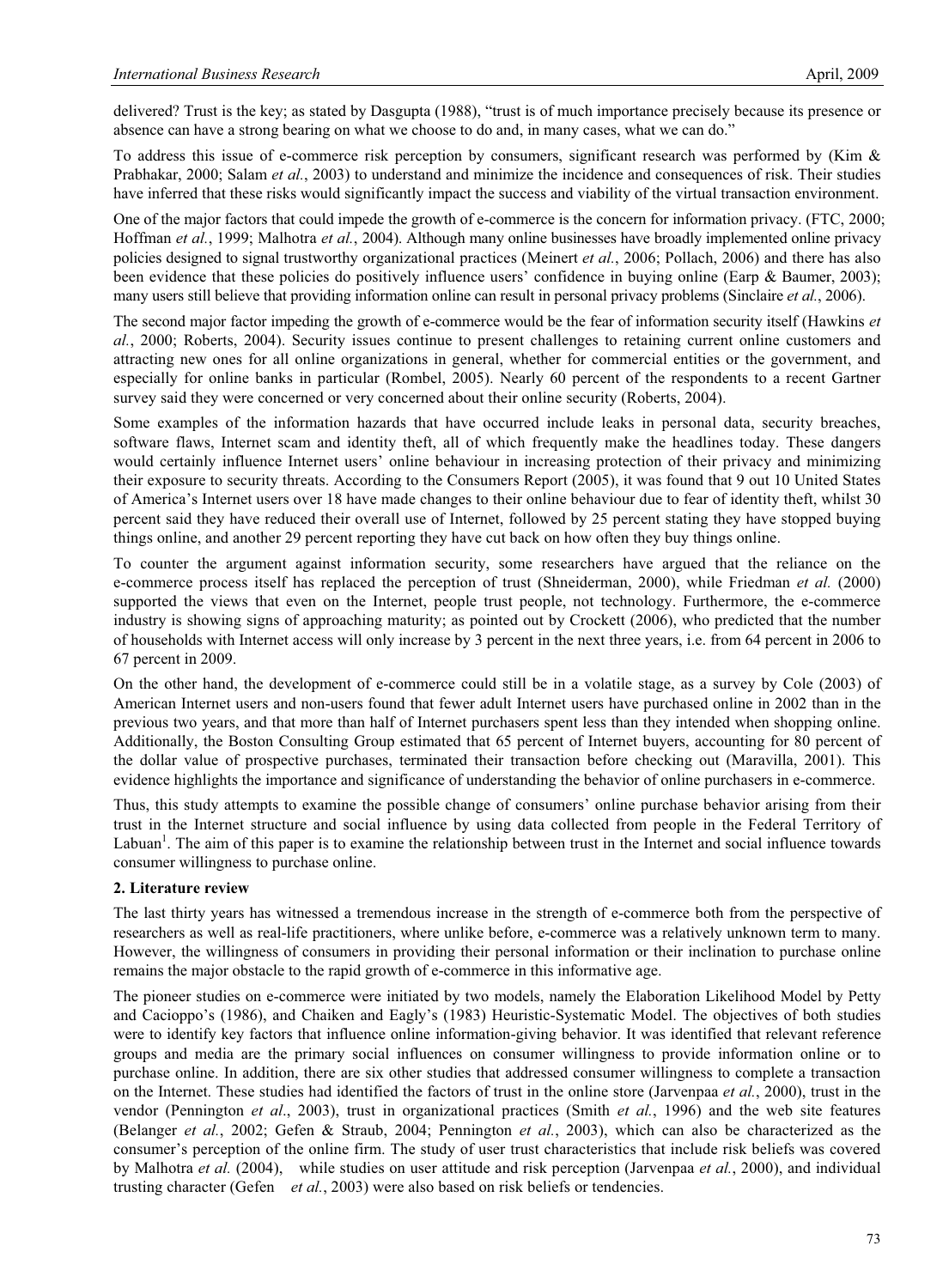delivered? Trust is the key; as stated by Dasgupta (1988), "trust is of much importance precisely because its presence or absence can have a strong bearing on what we choose to do and, in many cases, what we can do."

To address this issue of e-commerce risk perception by consumers, significant research was performed by (Kim & Prabhakar, 2000; Salam *et al.*, 2003) to understand and minimize the incidence and consequences of risk. Their studies have inferred that these risks would significantly impact the success and viability of the virtual transaction environment.

One of the major factors that could impede the growth of e-commerce is the concern for information privacy. (FTC, 2000; Hoffman *et al.*, 1999; Malhotra *et al.*, 2004). Although many online businesses have broadly implemented online privacy policies designed to signal trustworthy organizational practices (Meinert *et al.*, 2006; Pollach, 2006) and there has also been evidence that these policies do positively influence users' confidence in buying online (Earp & Baumer, 2003); many users still believe that providing information online can result in personal privacy problems (Sinclaire *et al.*, 2006).

The second major factor impeding the growth of e-commerce would be the fear of information security itself (Hawkins *et al.*, 2000; Roberts, 2004). Security issues continue to present challenges to retaining current online customers and attracting new ones for all online organizations in general, whether for commercial entities or the government, and especially for online banks in particular (Rombel, 2005). Nearly 60 percent of the respondents to a recent Gartner survey said they were concerned or very concerned about their online security (Roberts, 2004).

Some examples of the information hazards that have occurred include leaks in personal data, security breaches, software flaws, Internet scam and identity theft, all of which frequently make the headlines today. These dangers would certainly influence Internet users' online behaviour in increasing protection of their privacy and minimizing their exposure to security threats. According to the Consumers Report (2005), it was found that 9 out 10 United States of America's Internet users over 18 have made changes to their online behaviour due to fear of identity theft, whilst 30 percent said they have reduced their overall use of Internet, followed by 25 percent stating they have stopped buying things online, and another 29 percent reporting they have cut back on how often they buy things online.

To counter the argument against information security, some researchers have argued that the reliance on the e-commerce process itself has replaced the perception of trust (Shneiderman, 2000), while Friedman *et al.* (2000) supported the views that even on the Internet, people trust people, not technology. Furthermore, the e-commerce industry is showing signs of approaching maturity; as pointed out by Crockett (2006), who predicted that the number of households with Internet access will only increase by 3 percent in the next three years, i.e. from 64 percent in 2006 to 67 percent in 2009.

On the other hand, the development of e-commerce could still be in a volatile stage, as a survey by Cole (2003) of American Internet users and non-users found that fewer adult Internet users have purchased online in 2002 than in the previous two years, and that more than half of Internet purchasers spent less than they intended when shopping online. Additionally, the Boston Consulting Group estimated that 65 percent of Internet buyers, accounting for 80 percent of the dollar value of prospective purchases, terminated their transaction before checking out (Maravilla, 2001). This evidence highlights the importance and significance of understanding the behavior of online purchasers in e-commerce.

Thus, this study attempts to examine the possible change of consumers' online purchase behavior arising from their trust in the Internet structure and social influence by using data collected from people in the Federal Territory of Labuan[1]. The aim of this paper is to examine the relationship between trust in the Internet and social influence towards consumer willingness to purchase online.

## 2. Literature review

The last thirty years has witnessed a tremendous increase in the strength of e-commerce both from the perspective of researchers as well as real-life practitioners, where unlike before, e-commerce was a relatively unknown term to many. However, the willingness of consumers in providing their personal information or their inclination to purchase online remains the major obstacle to the rapid growth of e-commerce in this informative age.

The pioneer studies on e-commerce were initiated by two models, namely the Elaboration Likelihood Model by Petty and Cacioppo's (1986), and Chaiken and Eagly's (1983) Heuristic-Systematic Model. The objectives of both studies were to identify key factors that influence online information-giving behavior. It was identified that relevant reference groups and media are the primary social influences on consumer willingness to provide information online or to purchase online. In addition, there are six other studies that addressed consumer willingness to complete a transaction on the Internet. These studies had identified the factors of trust in the online store (Jarvenpaa *et al.*, 2000), trust in the vendor (Pennington *et al*., 2003), trust in organizational practices (Smith *et al.*, 1996) and the web site features (Belanger *et al.*, 2002; Gefen & Straub, 2004; Pennington *et al.*, 2003), which can also be characterized as the consumer's perception of the online firm. The study of user trust characteristics that include risk beliefs was covered by Malhotra *et al.* (2004), while studies on user attitude and risk perception (Jarvenpaa *et al.*, 2000), and individual trusting character (Gefen *et al.*, 2003) were also based on risk beliefs or tendencies.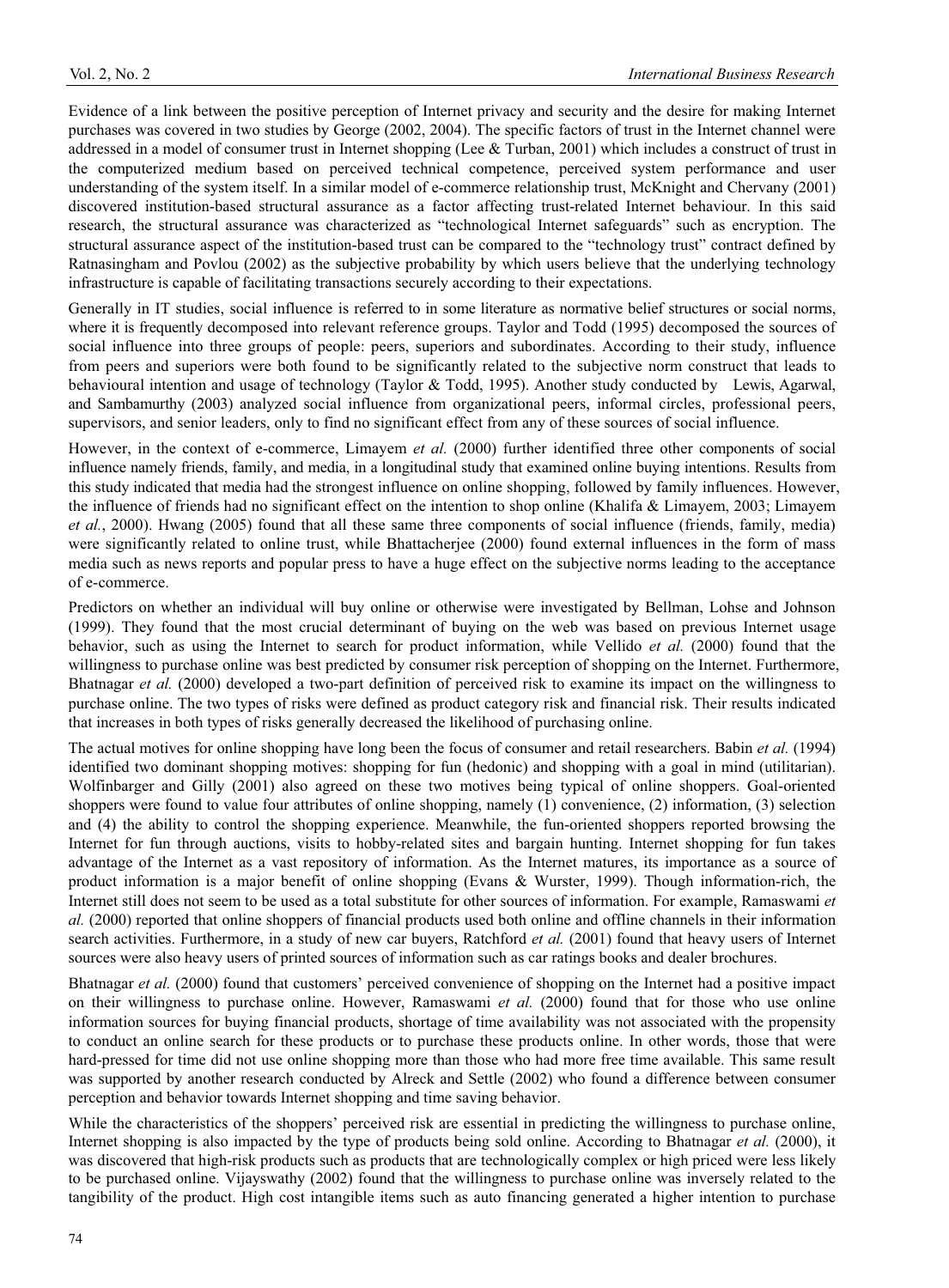Evidence of a link between the positive perception of Internet privacy and security and the desire for making Internet purchases was covered in two studies by George (2002, 2004). The specific factors of trust in the Internet channel were addressed in a model of consumer trust in Internet shopping (Lee & Turban, 2001) which includes a construct of trust in the computerized medium based on perceived technical competence, perceived system performance and user understanding of the system itself. In a similar model of e-commerce relationship trust, McKnight and Chervany (2001) discovered institution-based structural assurance as a factor affecting trust-related Internet behaviour. In this said research, the structural assurance was characterized as "technological Internet safeguards" such as encryption. The structural assurance aspect of the institution-based trust can be compared to the "technology trust" contract defined by Ratnasingham and Povlou (2002) as the subjective probability by which users believe that the underlying technology infrastructure is capable of facilitating transactions securely according to their expectations.

Generally in IT studies, social influence is referred to in some literature as normative belief structures or social norms, where it is frequently decomposed into relevant reference groups. Taylor and Todd (1995) decomposed the sources of social influence into three groups of people: peers, superiors and subordinates. According to their study, influence from peers and superiors were both found to be significantly related to the subjective norm construct that leads to behavioural intention and usage of technology (Taylor & Todd, 1995). Another study conducted by Lewis, Agarwal, and Sambamurthy (2003) analyzed social influence from organizational peers, informal circles, professional peers, supervisors, and senior leaders, only to find no significant effect from any of these sources of social influence.

However, in the context of e-commerce, Limayem *et al.* (2000) further identified three other components of social influence namely friends, family, and media, in a longitudinal study that examined online buying intentions. Results from this study indicated that media had the strongest influence on online shopping, followed by family influences. However, the influence of friends had no significant effect on the intention to shop online (Khalifa & Limayem, 2003; Limayem *et al.*, 2000). Hwang (2005) found that all these same three components of social influence (friends, family, media) were significantly related to online trust, while Bhattacherjee (2000) found external influences in the form of mass media such as news reports and popular press to have a huge effect on the subjective norms leading to the acceptance of e-commerce.

Predictors on whether an individual will buy online or otherwise were investigated by Bellman, Lohse and Johnson (1999). They found that the most crucial determinant of buying on the web was based on previous Internet usage behavior, such as using the Internet to search for product information, while Vellido *et al.* (2000) found that the willingness to purchase online was best predicted by consumer risk perception of shopping on the Internet. Furthermore, Bhatnagar *et al.* (2000) developed a two-part definition of perceived risk to examine its impact on the willingness to purchase online. The two types of risks were defined as product category risk and financial risk. Their results indicated that increases in both types of risks generally decreased the likelihood of purchasing online.

The actual motives for online shopping have long been the focus of consumer and retail researchers. Babin *et al.* (1994) identified two dominant shopping motives: shopping for fun (hedonic) and shopping with a goal in mind (utilitarian). Wolfinbarger and Gilly (2001) also agreed on these two motives being typical of online shoppers. Goal-oriented shoppers were found to value four attributes of online shopping, namely (1) convenience, (2) information, (3) selection and (4) the ability to control the shopping experience. Meanwhile, the fun-oriented shoppers reported browsing the Internet for fun through auctions, visits to hobby-related sites and bargain hunting. Internet shopping for fun takes advantage of the Internet as a vast repository of information. As the Internet matures, its importance as a source of product information is a major benefit of online shopping (Evans & Wurster, 1999). Though information-rich, the Internet still does not seem to be used as a total substitute for other sources of information. For example, Ramaswami *et al.* (2000) reported that online shoppers of financial products used both online and offline channels in their information search activities. Furthermore, in a study of new car buyers, Ratchford *et al.* (2001) found that heavy users of Internet sources were also heavy users of printed sources of information such as car ratings books and dealer brochures.

Bhatnagar *et al.* (2000) found that customers' perceived convenience of shopping on the Internet had a positive impact on their willingness to purchase online. However, Ramaswami *et al.* (2000) found that for those who use online information sources for buying financial products, shortage of time availability was not associated with the propensity to conduct an online search for these products or to purchase these products online. In other words, those that were hard-pressed for time did not use online shopping more than those who had more free time available. This same result was supported by another research conducted by Alreck and Settle (2002) who found a difference between consumer perception and behavior towards Internet shopping and time saving behavior.

While the characteristics of the shoppers' perceived risk are essential in predicting the willingness to purchase online, Internet shopping is also impacted by the type of products being sold online. According to Bhatnagar *et al.* (2000), it was discovered that high-risk products such as products that are technologically complex or high priced were less likely to be purchased online. Vijayswathy (2002) found that the willingness to purchase online was inversely related to the tangibility of the product. High cost intangible items such as auto financing generated a higher intention to purchase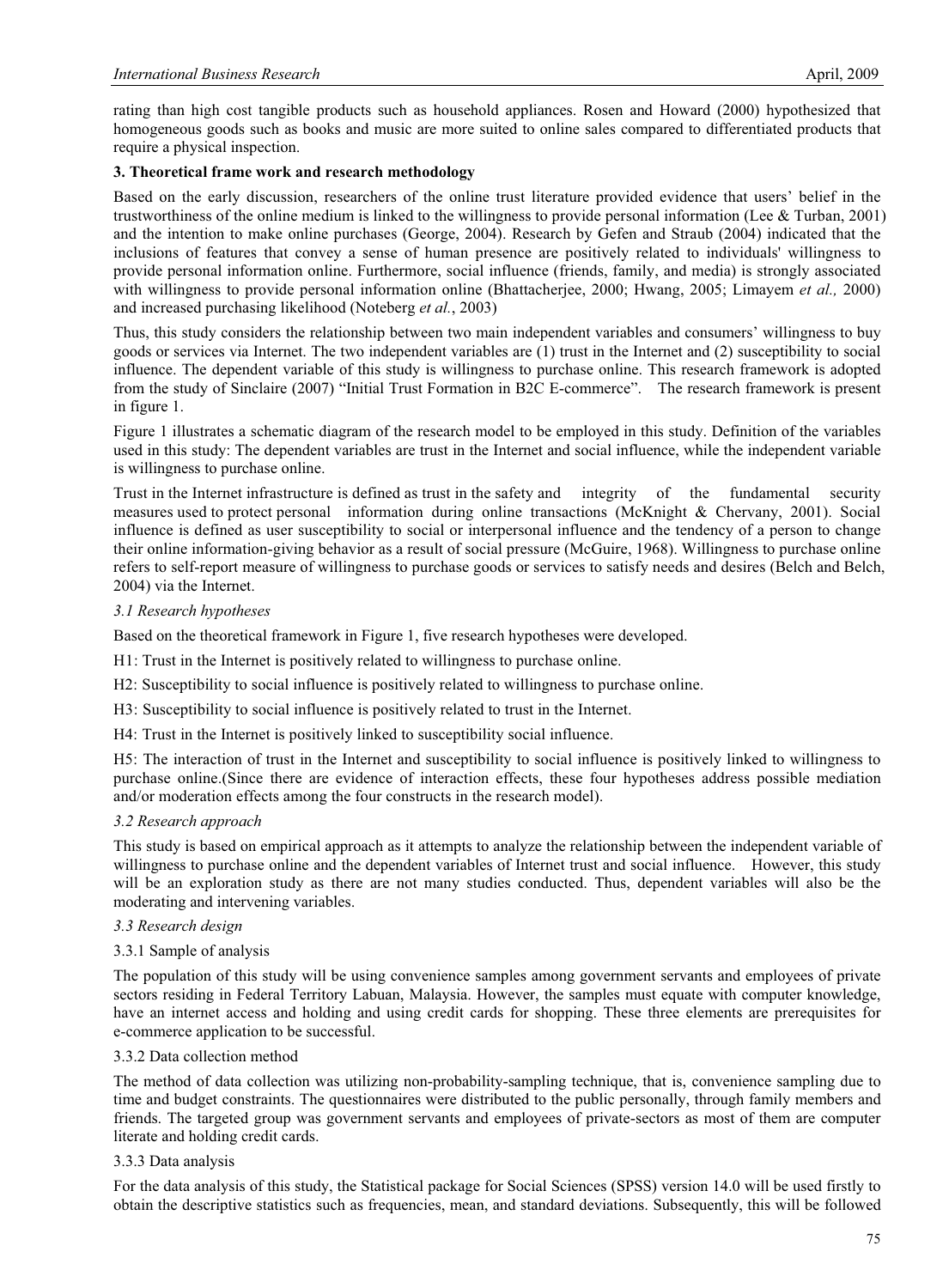rating than high cost tangible products such as household appliances. Rosen and Howard (2000) hypothesized that homogeneous goods such as books and music are more suited to online sales compared to differentiated products that require a physical inspection.

## 3. Theoretical frame work and research methodology

Based on the early discussion, researchers of the online trust literature provided evidence that users' belief in the trustworthiness of the online medium is linked to the willingness to provide personal information (Lee & Turban, 2001) and the intention to make online purchases (George, 2004). Research by Gefen and Straub (2004) indicated that the inclusions of features that convey a sense of human presence are positively related to individuals' willingness to provide personal information online. Furthermore, social influence (friends, family, and media) is strongly associated with willingness to provide personal information online (Bhattacherjee, 2000; Hwang, 2005; Limayem *et al.,* 2000) and increased purchasing likelihood (Noteberg *et al.*, 2003)

Thus, this study considers the relationship between two main independent variables and consumers' willingness to buy goods or services via Internet. The two independent variables are (1) trust in the Internet and (2) susceptibility to social influence. The dependent variable of this study is willingness to purchase online. This research framework is adopted from the study of Sinclaire (2007) "Initial Trust Formation in B2C E-commerce". The research framework is present in figure 1.

Figure 1 illustrates a schematic diagram of the research model to be employed in this study. Definition of the variables used in this study: The dependent variables are trust in the Internet and social influence, while the independent variable is willingness to purchase online.

Trust in the Internet infrastructure is defined as trust in the safety and integrity of the fundamental security measures used to protect personal information during online transactions (McKnight & Chervany, 2001). Social influence is defined as user susceptibility to social or interpersonal influence and the tendency of a person to change their online information-giving behavior as a result of social pressure (McGuire, 1968). Willingness to purchase online refers to self-report measure of willingness to purchase goods or services to satisfy needs and desires (Belch and Belch, 2004) via the Internet.

### *3.1 Research hypotheses*

Based on the theoretical framework in Figure 1, five research hypotheses were developed.

H1: Trust in the Internet is positively related to willingness to purchase online.

H2: Susceptibility to social influence is positively related to willingness to purchase online.

H3: Susceptibility to social influence is positively related to trust in the Internet.

H4: Trust in the Internet is positively linked to susceptibility social influence.

H5: The interaction of trust in the Internet and susceptibility to social influence is positively linked to willingness to purchase online.(Since there are evidence of interaction effects, these four hypotheses address possible mediation and/or moderation effects among the four constructs in the research model).

### *3.2 Research approach*

This study is based on empirical approach as it attempts to analyze the relationship between the independent variable of willingness to purchase online and the dependent variables of Internet trust and social influence. However, this study will be an exploration study as there are not many studies conducted. Thus, dependent variables will also be the moderating and intervening variables.

### *3.3 Research design*

#### 3.3.1 Sample of analysis

The population of this study will be using convenience samples among government servants and employees of private sectors residing in Federal Territory Labuan, Malaysia. However, the samples must equate with computer knowledge, have an internet access and holding and using credit cards for shopping. These three elements are prerequisites for e-commerce application to be successful.

#### 3.3.2 Data collection method

The method of data collection was utilizing non-probability-sampling technique, that is, convenience sampling due to time and budget constraints. The questionnaires were distributed to the public personally, through family members and friends. The targeted group was government servants and employees of private-sectors as most of them are computer literate and holding credit cards.

#### 3.3.3 Data analysis

For the data analysis of this study, the Statistical package for Social Sciences (SPSS) version 14.0 will be used firstly to obtain the descriptive statistics such as frequencies, mean, and standard deviations. Subsequently, this will be followed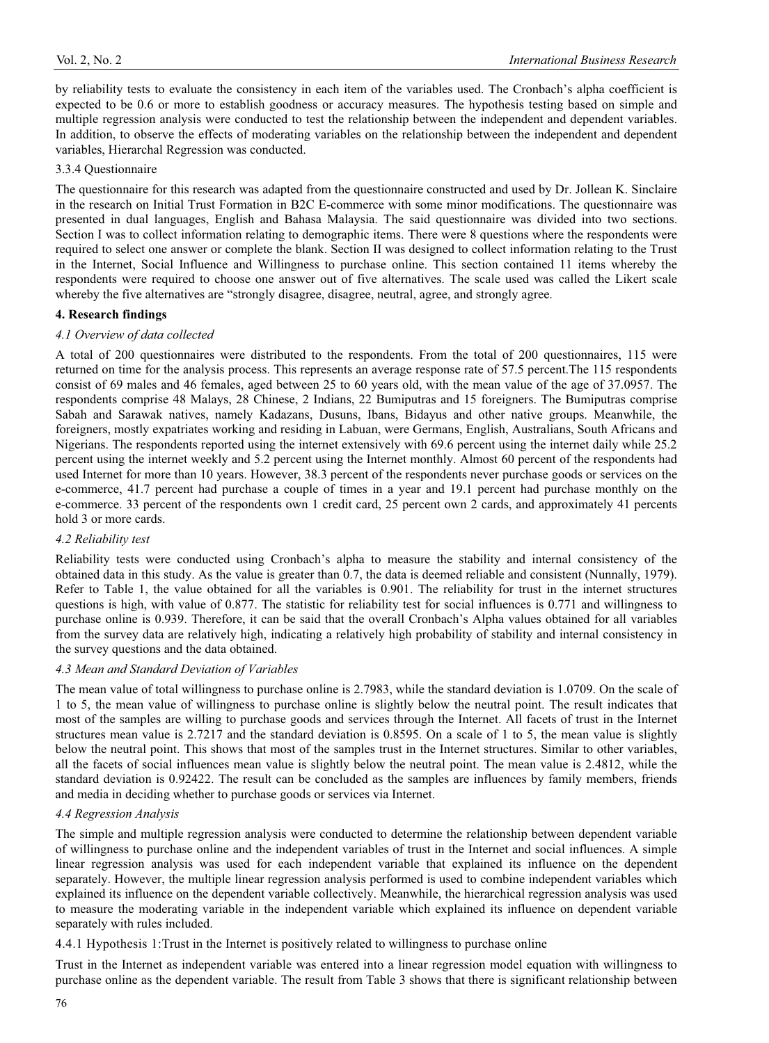by reliability tests to evaluate the consistency in each item of the variables used. The Cronbach's alpha coefficient is expected to be 0.6 or more to establish goodness or accuracy measures. The hypothesis testing based on simple and multiple regression analysis were conducted to test the relationship between the independent and dependent variables. In addition, to observe the effects of moderating variables on the relationship between the independent and dependent variables, Hierarchal Regression was conducted.

3.3.4 Questionnaire

The questionnaire for this research was adapted from the questionnaire constructed and used by Dr. Jollean K. Sinclaire in the research on Initial Trust Formation in B2C E-commerce with some minor modifications. The questionnaire was presented in dual languages, English and Bahasa Malaysia. The said questionnaire was divided into two sections. Section I was to collect information relating to demographic items. There were 8 questions where the respondents were required to select one answer or complete the blank. Section II was designed to collect information relating to the Trust in the Internet, Social Influence and Willingness to purchase online. This section contained 11 items whereby the respondents were required to choose one answer out of five alternatives. The scale used was called the Likert scale whereby the five alternatives are "strongly disagree, disagree, neutral, agree, and strongly agree.

## 4. Research findings

### *4.1 Overview of data collected*

A total of 200 questionnaires were distributed to the respondents. From the total of 200 questionnaires, 115 were returned on time for the analysis process. This represents an average response rate of 57.5 percent.The 115 respondents consist of 69 males and 46 females, aged between 25 to 60 years old, with the mean value of the age of 37.0957. The respondents comprise 48 Malays, 28 Chinese, 2 Indians, 22 Bumiputras and 15 foreigners. The Bumiputras comprise Sabah and Sarawak natives, namely Kadazans, Dusuns, Ibans, Bidayus and other native groups. Meanwhile, the foreigners, mostly expatriates working and residing in Labuan, were Germans, English, Australians, South Africans and Nigerians. The respondents reported using the internet extensively with 69.6 percent using the internet daily while 25.2 percent using the internet weekly and 5.2 percent using the Internet monthly. Almost 60 percent of the respondents had used Internet for more than 10 years. However, 38.3 percent of the respondents never purchase goods or services on the e-commerce, 41.7 percent had purchase a couple of times in a year and 19.1 percent had purchase monthly on the e-commerce. 33 percent of the respondents own 1 credit card, 25 percent own 2 cards, and approximately 41 percents hold 3 or more cards.

### *4.2 Reliability test*

Reliability tests were conducted using Cronbach's alpha to measure the stability and internal consistency of the obtained data in this study. As the value is greater than 0.7, the data is deemed reliable and consistent (Nunnally, 1979). Refer to Table 1, the value obtained for all the variables is 0.901. The reliability for trust in the internet structures questions is high, with value of 0.877. The statistic for reliability test for social influences is 0.771 and willingness to purchase online is 0.939. Therefore, it can be said that the overall Cronbach's Alpha values obtained for all variables from the survey data are relatively high, indicating a relatively high probability of stability and internal consistency in the survey questions and the data obtained.

### *4.3 Mean and Standard Deviation of Variables*

The mean value of total willingness to purchase online is 2.7983, while the standard deviation is 1.0709. On the scale of 1 to 5, the mean value of willingness to purchase online is slightly below the neutral point. The result indicates that most of the samples are willing to purchase goods and services through the Internet. All facets of trust in the Internet structures mean value is 2.7217 and the standard deviation is 0.8595. On a scale of 1 to 5, the mean value is slightly below the neutral point. This shows that most of the samples trust in the Internet structures. Similar to other variables, all the facets of social influences mean value is slightly below the neutral point. The mean value is 2.4812, while the standard deviation is 0.92422. The result can be concluded as the samples are influences by family members, friends and media in deciding whether to purchase goods or services via Internet.

### *4.4 Regression Analysis*

The simple and multiple regression analysis were conducted to determine the relationship between dependent variable of willingness to purchase online and the independent variables of trust in the Internet and social influences. A simple linear regression analysis was used for each independent variable that explained its influence on the dependent separately. However, the multiple linear regression analysis performed is used to combine independent variables which explained its influence on the dependent variable collectively. Meanwhile, the hierarchical regression analysis was used to measure the moderating variable in the independent variable which explained its influence on dependent variable separately with rules included.

4.4.1 Hypothesis 1:Trust in the Internet is positively related to willingness to purchase online

Trust in the Internet as independent variable was entered into a linear regression model equation with willingness to purchase online as the dependent variable. The result from Table 3 shows that there is significant relationship between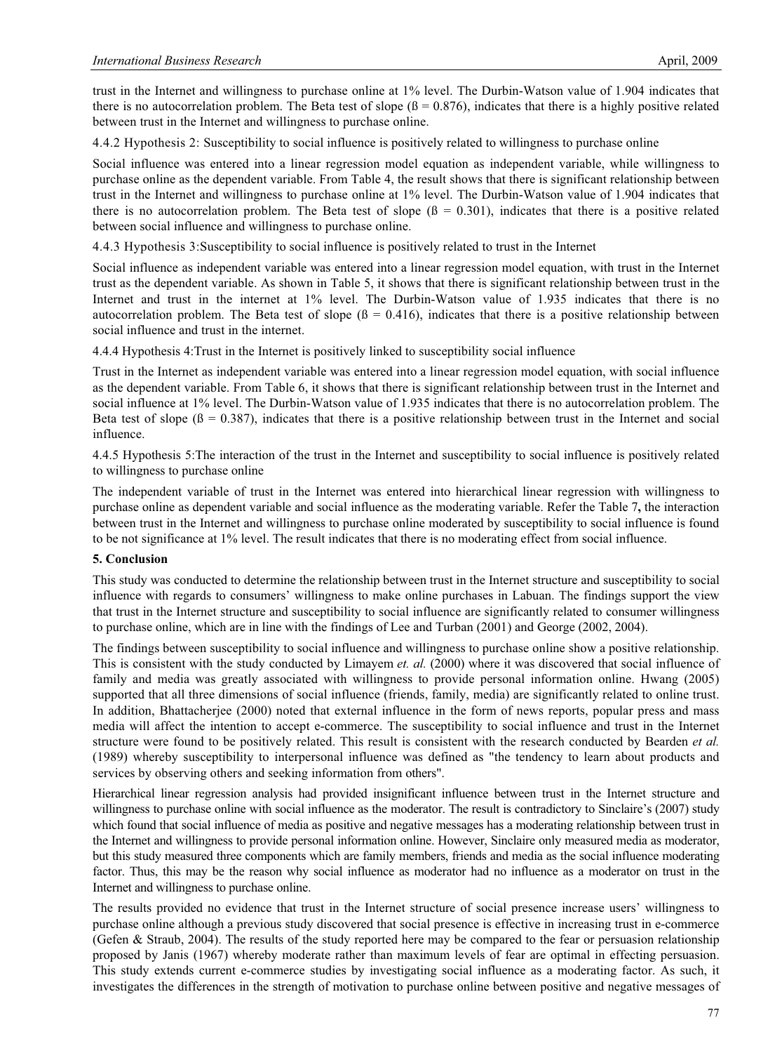trust in the Internet and willingness to purchase online at 1% level. The Durbin-Watson value of 1.904 indicates that there is no autocorrelation problem. The Beta test of slope ($ß = 0.876$), indicates that there is a highly positive related between trust in the Internet and willingness to purchase online.

4.4.2 Hypothesis 2: Susceptibility to social influence is positively related to willingness to purchase online

Social influence was entered into a linear regression model equation as independent variable, while willingness to purchase online as the dependent variable. From Table 4, the result shows that there is significant relationship between trust in the Internet and willingness to purchase online at 1% level. The Durbin-Watson value of 1.904 indicates that there is no autocorrelation problem. The Beta test of slope ($ß = 0.301$), indicates that there is a positive related between social influence and willingness to purchase online.

4.4.3 Hypothesis 3:Susceptibility to social influence is positively related to trust in the Internet

Social influence as independent variable was entered into a linear regression model equation, with trust in the Internet trust as the dependent variable. As shown in Table 5, it shows that there is significant relationship between trust in the Internet and trust in the internet at 1% level. The Durbin-Watson value of 1.935 indicates that there is no autocorrelation problem. The Beta test of slope ($ß = 0.416$), indicates that there is a positive relationship between social influence and trust in the internet.

4.4.4 Hypothesis 4:Trust in the Internet is positively linked to susceptibility social influence

Trust in the Internet as independent variable was entered into a linear regression model equation, with social influence as the dependent variable. From Table 6, it shows that there is significant relationship between trust in the Internet and social influence at 1% level. The Durbin-Watson value of 1.935 indicates that there is no autocorrelation problem. The Beta test of slope ($ß = 0.387$), indicates that there is a positive relationship between trust in the Internet and social influence.

4.4.5 Hypothesis 5:The interaction of the trust in the Internet and susceptibility to social influence is positively related to willingness to purchase online

The independent variable of trust in the Internet was entered into hierarchical linear regression with willingness to purchase online as dependent variable and social influence as the moderating variable. Refer the Table 7**,** the interaction between trust in the Internet and willingness to purchase online moderated by susceptibility to social influence is found to be not significance at 1% level. The result indicates that there is no moderating effect from social influence.

## 5. Conclusion

This study was conducted to determine the relationship between trust in the Internet structure and susceptibility to social influence with regards to consumers' willingness to make online purchases in Labuan. The findings support the view that trust in the Internet structure and susceptibility to social influence are significantly related to consumer willingness to purchase online, which are in line with the findings of Lee and Turban (2001) and George (2002, 2004).

The findings between susceptibility to social influence and willingness to purchase online show a positive relationship. This is consistent with the study conducted by Limayem *et. al.* (2000) where it was discovered that social influence of family and media was greatly associated with willingness to provide personal information online. Hwang (2005) supported that all three dimensions of social influence (friends, family, media) are significantly related to online trust. In addition, Bhattacherjee (2000) noted that external influence in the form of news reports, popular press and mass media will affect the intention to accept e-commerce. The susceptibility to social influence and trust in the Internet structure were found to be positively related. This result is consistent with the research conducted by Bearden *et al.* (1989) whereby susceptibility to interpersonal influence was defined as "the tendency to learn about products and services by observing others and seeking information from others".

Hierarchical linear regression analysis had provided insignificant influence between trust in the Internet structure and willingness to purchase online with social influence as the moderator. The result is contradictory to Sinclaire's (2007) study which found that social influence of media as positive and negative messages has a moderating relationship between trust in the Internet and willingness to provide personal information online. However, Sinclaire only measured media as moderator, but this study measured three components which are family members, friends and media as the social influence moderating factor. Thus, this may be the reason why social influence as moderator had no influence as a moderator on trust in the Internet and willingness to purchase online.

The results provided no evidence that trust in the Internet structure of social presence increase users' willingness to purchase online although a previous study discovered that social presence is effective in increasing trust in e-commerce (Gefen & Straub, 2004). The results of the study reported here may be compared to the fear or persuasion relationship proposed by Janis (1967) whereby moderate rather than maximum levels of fear are optimal in effecting persuasion. This study extends current e-commerce studies by investigating social influence as a moderating factor. As such, it investigates the differences in the strength of motivation to purchase online between positive and negative messages of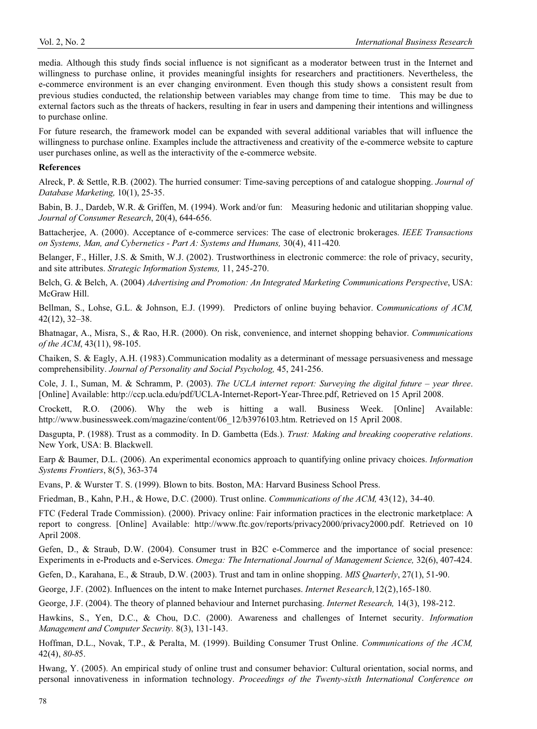media. Although this study finds social influence is not significant as a moderator between trust in the Internet and willingness to purchase online, it provides meaningful insights for researchers and practitioners. Nevertheless, the e-commerce environment is an ever changing environment. Even though this study shows a consistent result from previous studies conducted, the relationship between variables may change from time to time. This may be due to external factors such as the threats of hackers, resulting in fear in users and dampening their intentions and willingness to purchase online.

For future research, the framework model can be expanded with several additional variables that will influence the willingness to purchase online. Examples include the attractiveness and creativity of the e-commerce website to capture user purchases online, as well as the interactivity of the e-commerce website.

**References**

Alreck, P. & Settle, R.B. (2002). The hurried consumer: Time-saving perceptions of and catalogue shopping. *Journal of Database Marketing,* 10(1), 25-35.

Babin, B. J., Dardeb, W.R. & Griffen, M. (1994). Work and/or fun: Measuring hedonic and utilitarian shopping value. *Journal of Consumer Research*, 20(4), 644-656.

Battacherjee, A. (2000). Acceptance of e-commerce services: The case of electronic brokerages. *IEEE Transactions on Systems, Man, and Cybernetics - Part A: Systems and Humans,* 30(4), 411-420*.*

Belanger, F., Hiller, J.S. & Smith, W.J. (2002). Trustworthiness in electronic commerce: the role of privacy, security, and site attributes. *Strategic Information Systems,* 11, 245-270.

Belch, G. & Belch, A. (2004) *Advertising and Promotion: An Integrated Marketing Communications Perspective*, USA: McGraw Hill.

Bellman, S., Lohse, G.L. & Johnson, E.J. (1999). Predictors of online buying behavior. C*ommunications of ACM,* 42(12), 32–38.

Bhatnagar, A., Misra, S., & Rao, H.R. (2000). On risk, convenience, and internet shopping behavior. *Communications of the ACM*, 43(11), 98-105.

Chaiken, S. & Eagly, A.H. (1983).Communication modality as a determinant of message persuasiveness and message comprehensibility. *Journal of Personality and Social Psycholog,* 45, 241-256.

Cole, J. I., Suman, M. & Schramm, P. (2003). *The UCLA internet report: Surveying the digital future – year three*. [Online] Available: http://ccp.ucla.edu/pdf/UCLA-Internet-Report-Year-Three.pdf, Retrieved on 15 April 2008.

Crockett, R.O. (2006). Why the web is hitting a wall. Business Week. [Online] Available: http://www.businessweek.com/magazine/content/06_12/b3976103.htm. Retrieved on 15 April 2008.

Dasgupta, P. (1988). Trust as a commodity. In D. Gambetta (Eds.). *Trust: Making and breaking cooperative relations*. New York, USA: B. Blackwell.

Earp & Baumer, D.L. (2006). An experimental economics approach to quantifying online privacy choices. *Information Systems Frontiers*, 8(5), 363-374

Evans, P. & Wurster T. S. (1999). Blown to bits. Boston, MA: Harvard Business School Press.

Friedman, B., Kahn, P.H., & Howe, D.C. (2000). Trust online. *Communications of the ACM,* 43(12), 34-40.

FTC (Federal Trade Commission). (2000). Privacy online: Fair information practices in the electronic marketplace: A report to congress. [Online] Available: http://www.ftc.gov/reports/privacy2000/privacy2000.pdf. Retrieved on 10 April 2008.

Gefen, D., & Straub, D.W. (2004). Consumer trust in B2C e-Commerce and the importance of social presence: Experiments in e-Products and e-Services. *Omega: The International Journal of Management Science,* 32(6), 407-424.

Gefen, D., Karahana, E., & Straub, D.W. (2003). Trust and tam in online shopping. *MIS Quarterly*, 27(1), 51-90.

George, J.F. (2002). Influences on the intent to make Internet purchases. *Internet Research,*12(2),165-180.

George, J.F. (2004). The theory of planned behaviour and Internet purchasing. *Internet Research,* 14(3), 198-212.

Hawkins, S., Yen, D.C., & Chou, D.C. (2000). Awareness and challenges of Internet security. *Information Management and Computer Security.* 8(3), 131-143.

Hoffman, D.L., Novak, T.P., & Peralta, M. (1999). Building Consumer Trust Online. *Communications of the ACM,* 42(4), *80-8*5.

Hwang, Y. (2005). An empirical study of online trust and consumer behavior: Cultural orientation, social norms, and personal innovativeness in information technology. *Proceedings of the Twenty-sixth International Conference on*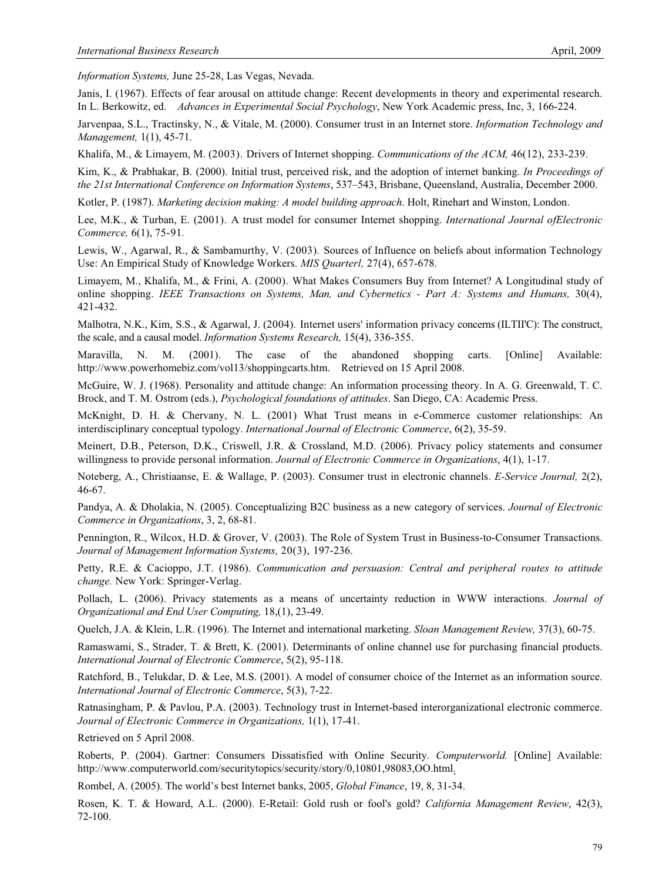*Information Systems,* June 25-28, Las Vegas, Nevada.

Janis, I. (1967). Effects of fear arousal on attitude change: Recent developments in theory and experimental research. In L. Berkowitz, ed. *Advances in Experimental Social Psychology*, New York Academic press, Inc, 3, 166-224.

Jarvenpaa, S.L., Tractinsky, N., & Vitale, M. (2000). Consumer trust in an Internet store. *Information Technology and Management,* 1(1), 45-71.

Khalifa, M., & Limayem, M. (2003). Drivers of Internet shopping. *Communications of the ACM,* 46(12), 233-239.

Kim, K., & Prabhakar, B. (2000). Initial trust, perceived risk, and the adoption of internet banking. *In Proceedings of the 21st International Conference on Information Systems*, 537–543, Brisbane, Queensland, Australia, December 2000.

Kotler, P. (1987). *Marketing decision making: A model building approach*. Holt, Rinehart and Winston, London.

Lee, M.K., & Turban, E. (2001). A trust model for consumer Internet shopping. *International Journal ofElectronic Commerce,* 6(1), 75-91.

Lewis, W., Agarwal, R., & Sambamurthy, V. (2003). Sources of Influence on beliefs about information Technology Use: An Empirical Study of Knowledge Workers. *MIS Quarterl,* 27(4), 657-678.

Limayem, M., Khalifa, M., & Frini, A. (2000). What Makes Consumers Buy from Internet? A Longitudinal study of online shopping. *IEEE Transactions on Systems, Man, and Cybernetics - Part A: Systems and Humans,* 30(4), 421-432.

Malhotra, N.K., Kim, S.S., & Agarwal, J. (2004). Internet users' information privacy concerns (ILTII'C): The construct, the scale, and a causal model. *Information Systems Research,* 15(4), 336-355.

Maravilla, N. M. (2001). The case of the abandoned shopping carts. [Online] Available: http://www.powerhomebiz.com/vol13/shoppingcarts.htm. Retrieved on 15 April 2008.

McGuire, W. J. (1968). Personality and attitude change: An information processing theory. In A. G. Greenwald, T. C. Brock, and T. M. Ostrom (eds.), *Psychological foundations of attitudes*. San Diego, CA: Academic Press.

McKnight, D. H. & Chervany, N. L. (2001) What Trust means in e-Commerce customer relationships: An interdisciplinary conceptual typology. *International Journal of Electronic Commerce*, 6(2), 35-59.

Meinert, D.B., Peterson, D.K., Criswell, J.R. & Crossland, M.D. (2006). Privacy policy statements and consumer willingness to provide personal information. *Journal of Electronic Commerce in Organizations*, 4(1), 1-17.

Noteberg, A., Christiaanse, E. & Wallage, P. (2003). Consumer trust in electronic channels. *E-Service Journal,* 2(2), 46-67.

Pandya, A. & Dholakia, N. (2005). Conceptualizing B2C business as a new category of services. *Journal of Electronic Commerce in Organizations*, 3, 2, 68-81.

Pennington, R., Wilcox, H.D. & Grover, V. (2003). The Role of System Trust in Business-to-Consumer Transactions. *Journal of Management Information Systems,* 20(3), 197-236.

Petty, R.E. & Cacioppo, J.T. (1986). *Communication and persuasion: Central and peripheral routes to attitude change.* New York: Springer-Verlag.

Pollach, L. (2006). Privacy statements as a means of uncertainty reduction in WWW interactions. *Journal of Organizational and End User Computing,* 18,(1), 23-49.

Quelch, J.A. & Klein, L.R. (1996). The Internet and international marketing. *Sloan Management Review,* 37(3), 60-75.

Ramaswami, S., Strader, T. & Brett, K. (2001). Determinants of online channel use for purchasing financial products. *International Journal of Electronic Commerce*, 5(2), 95-118.

Ratchford, B., Telukdar, D. & Lee, M.S. (2001). A model of consumer choice of the Internet as an information source. *International Journal of Electronic Commerce*, 5(3), 7-22.

Ratnasingham, P. & Pavlou, P.A. (2003). Technology trust in Internet-based interorganizational electronic commerce. *Journal of Electronic Commerce in Organizations,* 1(1), 17-41.

Retrieved on 5 April 2008.

Roberts, P. (2004). Gartner: Consumers Dissatisfied with Online Security. *Computerworld.* [Online] Available: http://www.computerworld.com/securitytopics/security/story/0,10801,98083,OO.html.

Rombel, A. (2005). The world's best Internet banks, 2005, *Global Finance*, 19, 8, 31-34.

Rosen, K. T. & Howard, A.L. (2000). E-Retail: Gold rush or fool's gold? *California Management Review*, 42(3), 72-100.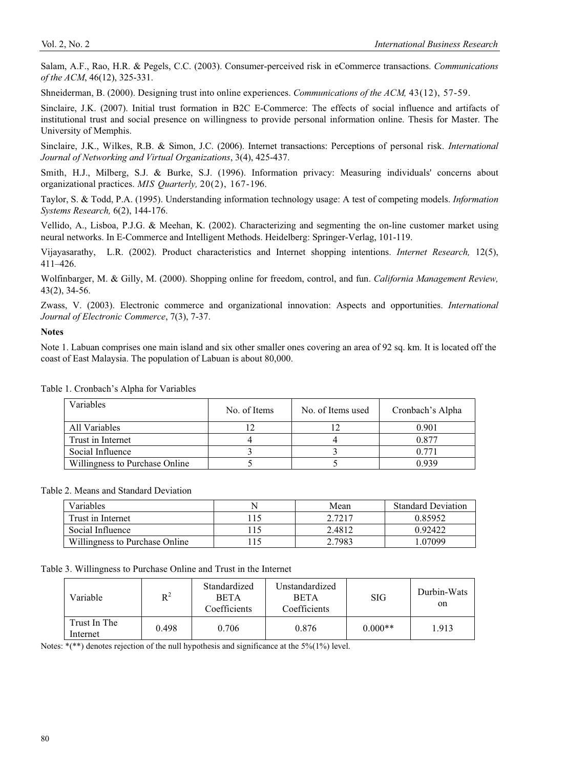Salam, A.F., Rao, H.R. & Pegels, C.C. (2003). Consumer-perceived risk in eCommerce transactions. *Communications of the ACM*, 46(12), 325-331.

Shneiderman, B. (2000). Designing trust into online experiences. *Communications of the ACM,* 43(12), 57-59.

Sinclaire, J.K. (2007). Initial trust formation in B2C E-Commerce: The effects of social influence and artifacts of institutional trust and social presence on willingness to provide personal information online. Thesis for Master. The University of Memphis.

Sinclaire, J.K., Wilkes, R.B. & Simon, J.C. (2006). Internet transactions: Perceptions of personal risk. *International Journal of Networking and Virtual Organizations*, 3(4), 425-437.

Smith, H.J., Milberg, S.J. & Burke, S.J. (1996). Information privacy: Measuring individuals' concerns about organizational practices. *MIS Quarterly,* 20(2), 167-196.

Taylor, S. & Todd, P.A. (1995). Understanding information technology usage: A test of competing models. *Information Systems Research,* 6(2), 144-176.

Vellido, A., Lisboa, P.J.G. & Meehan, K. (2002). Characterizing and segmenting the on-line customer market using neural networks. In E-Commerce and Intelligent Methods. Heidelberg: Springer-Verlag, 101-119.

Vijayasarathy, L.R. (2002). Product characteristics and Internet shopping intentions. *Internet Research,* 12(5), 411–426.

Wolfinbarger, M. & Gilly, M. (2000). Shopping online for freedom, control, and fun. *California Management Review,* 43(2), 34-56.

Zwass, V. (2003). Electronic commerce and organizational innovation: Aspects and opportunities. *International Journal of Electronic Commerce*, 7(3), 7-37.

**Notes**

Note 1. Labuan comprises one main island and six other smaller ones covering an area of 92 sq. km. It is located off the coast of East Malaysia. The population of Labuan is about 80,000.

Table 1. Cronbach's Alpha for Variables

| Variables | No. of Items | No. of Items used | Cronbach's Alpha |
|---|---|---|---|
| All Variables | 12 | 12 | 0.901 |
| Trust in Internet | 4 | 4 | 0.877 |
| Social Influence | 3 | 3 | 0.771 |
| Willingness to Purchase Online | 5 | 5 | 0.939 |

Table 2. Means and Standard Deviation

| Variables | N | Mean | Standard Deviation |
|---|---|---|---|
| Trust in Internet | 115 | 2.7217 | 0.85952 |
| Social Influence | 115 | 2.4812 | 0.92422 |
| Willingness to Purchase Online | 115 | 2.7983 | 1.07099 |

Table 3. Willingness to Purchase Online and Trust in the Internet

| Variable | $R^2$ | Standardized BETA Coefficients | Unstandardized BETA Coefficients | SIG | Durbin-Watson |
|---|---|---|---|---|---|
| Trust In The Internet | 0.498 | 0.706 | 0.876 | 0.000** | 1.913 |

Notes: *(**) denotes rejection of the null hypothesis and significance at the 5%(1%) level.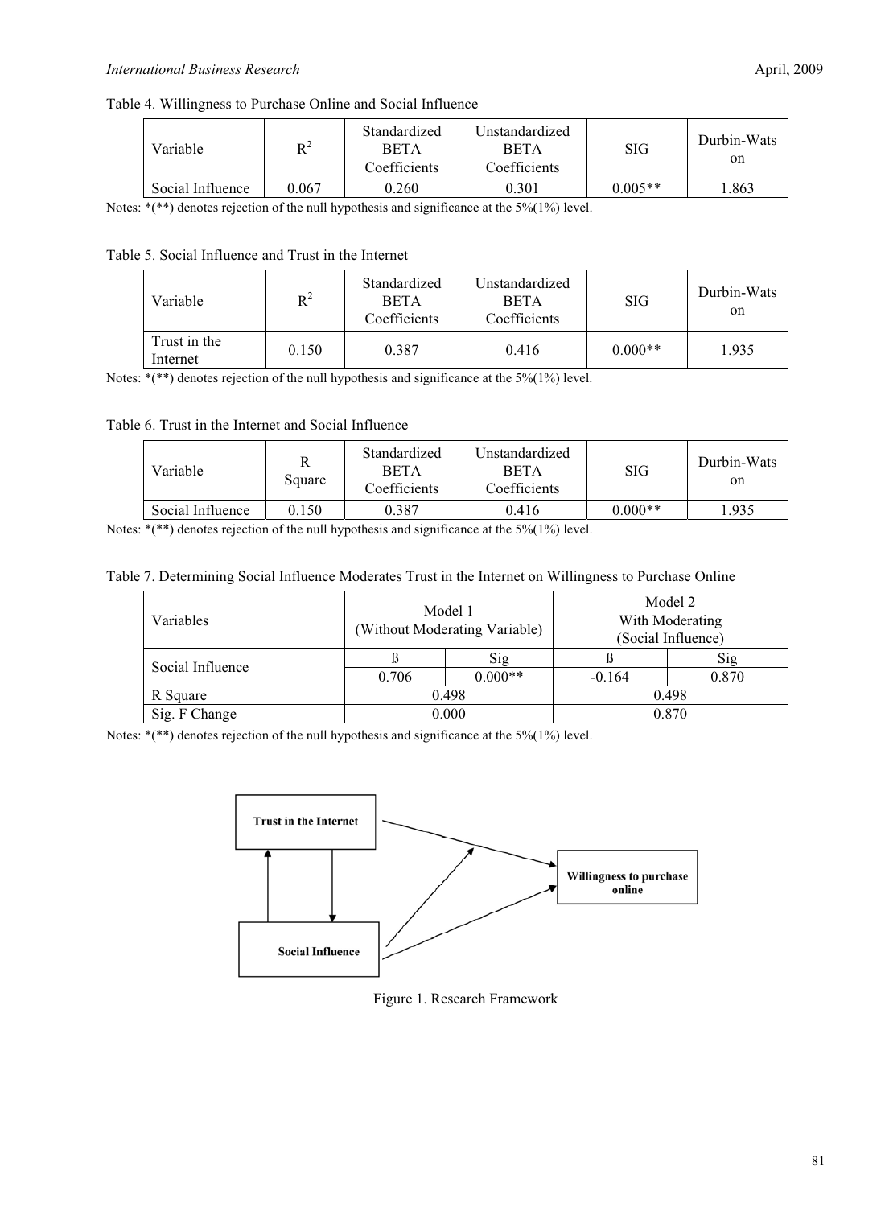Table 4. Willingness to Purchase Online and Social Influence

| Variable | $R^2$ | Standardized BETA Coefficients | Unstandardized BETA Coefficients | SIG | Durbin-Watson |
|---|---|---|---|---|---|
| Social Influence | 0.067 | 0.260 | 0.301 | 0.005** | 1.863 |

Notes: *(**) denotes rejection of the null hypothesis and significance at the 5%(1%) level.

Table 5. Social Influence and Trust in the Internet

| Variable | $R^2$ | Standardized BETA Coefficients | Unstandardized BETA Coefficients | SIG | Durbin-Watson |
|---|---|---|---|---|---|
| Trust in the Internet | 0.150 | 0.387 | 0.416 | 0.000** | 1.935 |

Notes: *(**) denotes rejection of the null hypothesis and significance at the 5%(1%) level.

Table 6. Trust in the Internet and Social Influence

| Variable | R Square | Standardized BETA Coefficients | Unstandardized BETA Coefficients | SIG | Durbin-Watson |
|---|---|---|---|---|---|
| Social Influence | 0.150 | 0.387 | 0.416 | 0.000** | 1.935 |

Notes: *(**) denotes rejection of the null hypothesis and significance at the 5%(1%) level.

Table 7. Determining Social Influence Moderates Trust in the Internet on Willingness to Purchase Online

| Variables | Model 1 (Without Moderating Variable) | | Model 2 With Moderating (Social Influence) | |
|---|---|---|---|---|
| Social Influence | ß | Sig | ß | Sig |
| | 0.706 | 0.000** | -0.164 | 0.870 |
| R Square | 0.498 | | 0.498 | |
| Sig. F Change | 0.000 | | 0.870 | |

Notes: *(**) denotes rejection of the null hypothesis and significance at the 5%(1%) level.

Trust in the Internet

Willingness to purchase online

Social Influence

Figure 1. Research Framework